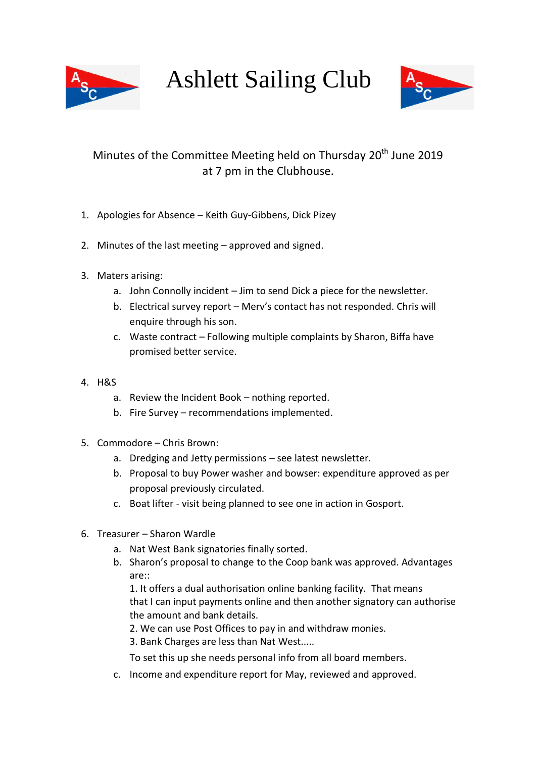# Ashlett Sailing Club

Minutes of the Committee Meeting held on Thursday 20th June 2019 at 7 pm in the Clubhouse.

1. Apologies for Absence – Keith Guy-Gibbens, Dick Pizey

2. Minutes of the last meeting – approved and signed.

3. Maters arising:
   a. John Connolly incident – Jim to send Dick a piece for the newsletter.
   b. Electrical survey report – Merv's contact has not responded. Chris will enquire through his son.
   c. Waste contract – Following multiple complaints by Sharon, Biffa have promised better service.

4. H&S
   a. Review the Incident Book – nothing reported.
   b. Fire Survey – recommendations implemented.

5. Commodore – Chris Brown:
   a. Dredging and Jetty permissions – see latest newsletter.
   b. Proposal to buy Power washer and bowser: expenditure approved as per proposal previously circulated.
   c. Boat lifter - visit being planned to see one in action in Gosport.

6. Treasurer – Sharon Wardle
   a. Nat West Bank signatories finally sorted.
   b. Sharon's proposal to change to the Coop bank was approved. Advantages are::
      1. It offers a dual authorisation online banking facility. That means that I can input payments online and then another signatory can authorise the amount and bank details.
      2. We can use Post Offices to pay in and withdraw monies.
      3. Bank Charges are less than Nat West.....

      To set this up she needs personal info from all board members.
   c. Income and expenditure report for May, reviewed and approved.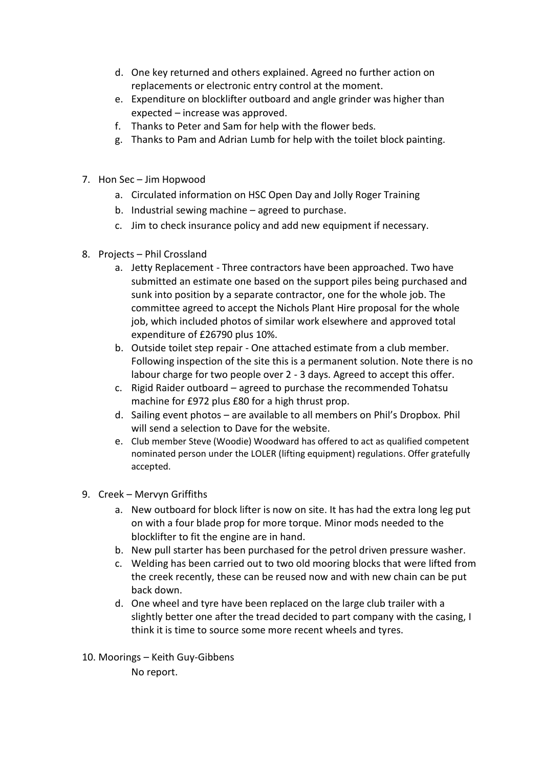d. One key returned and others explained. Agreed no further action on replacements or electronic entry control at the moment.
   e. Expenditure on blocklifter outboard and angle grinder was higher than expected – increase was approved.
   f. Thanks to Peter and Sam for help with the flower beds.
   g. Thanks to Pam and Adrian Lumb for help with the toilet block painting.

7. Hon Sec – Jim Hopwood
   a. Circulated information on HSC Open Day and Jolly Roger Training
   b. Industrial sewing machine – agreed to purchase.
   c. Jim to check insurance policy and add new equipment if necessary.

8. Projects – Phil Crossland
   a. Jetty Replacement - Three contractors have been approached. Two have submitted an estimate one based on the support piles being purchased and sunk into position by a separate contractor, one for the whole job. The committee agreed to accept the Nichols Plant Hire proposal for the whole job, which included photos of similar work elsewhere and approved total expenditure of £26790 plus 10%.
   b. Outside toilet step repair - One attached estimate from a club member. Following inspection of the site this is a permanent solution. Note there is no labour charge for two people over 2 - 3 days. Agreed to accept this offer.
   c. Rigid Raider outboard – agreed to purchase the recommended Tohatsu machine for £972 plus £80 for a high thrust prop.
   d. Sailing event photos – are available to all members on Phil's Dropbox. Phil will send a selection to Dave for the website.
   e. Club member Steve (Woodie) Woodward has offered to act as qualified competent nominated person under the LOLER (lifting equipment) regulations. Offer gratefully accepted.

9. Creek – Mervyn Griffiths
   a. New outboard for block lifter is now on site. It has had the extra long leg put on with a four blade prop for more torque. Minor mods needed to the blocklifter to fit the engine are in hand.
   b. New pull starter has been purchased for the petrol driven pressure washer.
   c. Welding has been carried out to two old mooring blocks that were lifted from the creek recently, these can be reused now and with new chain can be put back down.
   d. One wheel and tyre have been replaced on the large club trailer with a slightly better one after the tread decided to part company with the casing, I think it is time to source some more recent wheels and tyres.

10. Moorings – Keith Guy-Gibbens

    No report.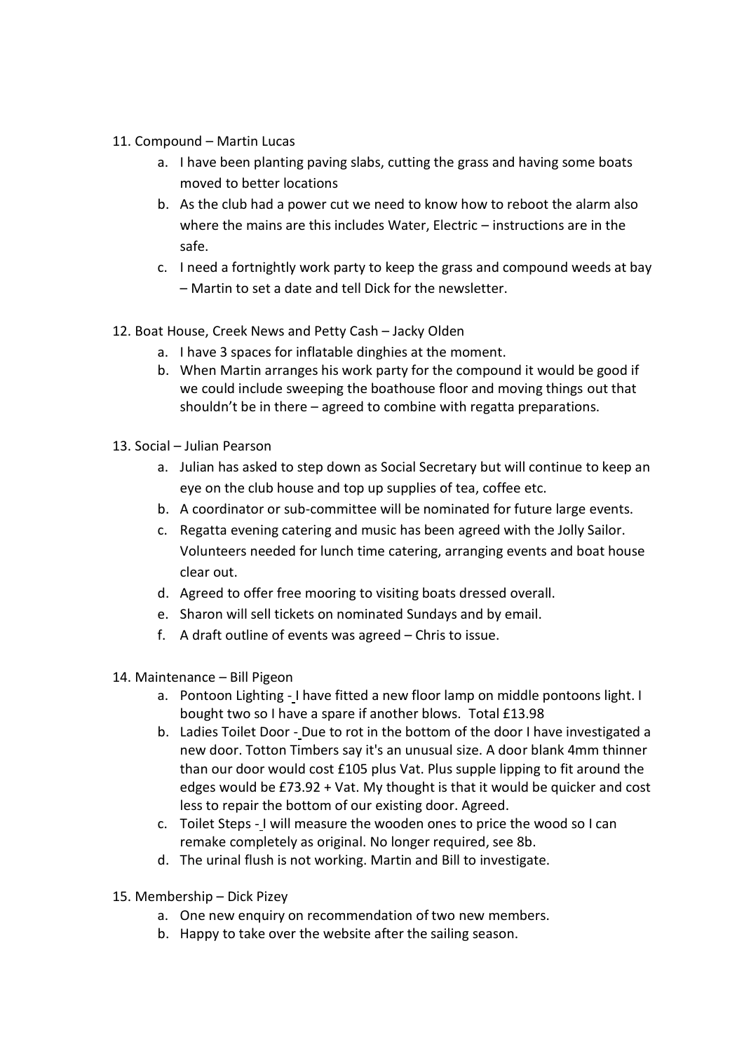11. Compound – Martin Lucas
    a. I have been planting paving slabs, cutting the grass and having some boats moved to better locations
    b. As the club had a power cut we need to know how to reboot the alarm also where the mains are this includes Water, Electric – instructions are in the safe.
    c. I need a fortnightly work party to keep the grass and compound weeds at bay – Martin to set a date and tell Dick for the newsletter.

12. Boat House, Creek News and Petty Cash – Jacky Olden
    a. I have 3 spaces for inflatable dinghies at the moment.
    b. When Martin arranges his work party for the compound it would be good if we could include sweeping the boathouse floor and moving things out that shouldn't be in there – agreed to combine with regatta preparations.

13. Social – Julian Pearson
    a. Julian has asked to step down as Social Secretary but will continue to keep an eye on the club house and top up supplies of tea, coffee etc.
    b. A coordinator or sub-committee will be nominated for future large events.
    c. Regatta evening catering and music has been agreed with the Jolly Sailor. Volunteers needed for lunch time catering, arranging events and boat house clear out.
    d. Agreed to offer free mooring to visiting boats dressed overall.
    e. Sharon will sell tickets on nominated Sundays and by email.
    f. A draft outline of events was agreed – Chris to issue.

14. Maintenance – Bill Pigeon
    a. Pontoon Lighting - I have fitted a new floor lamp on middle pontoons light. I bought two so I have a spare if another blows. Total £13.98
    b. Ladies Toilet Door - Due to rot in the bottom of the door I have investigated a new door. Totton Timbers say it's an unusual size. A door blank 4mm thinner than our door would cost £105 plus Vat. Plus supple lipping to fit around the edges would be £73.92 + Vat. My thought is that it would be quicker and cost less to repair the bottom of our existing door. Agreed.
    c. Toilet Steps - I will measure the wooden ones to price the wood so I can remake completely as original. No longer required, see 8b.
    d. The urinal flush is not working. Martin and Bill to investigate.

15. Membership – Dick Pizey
    a. One new enquiry on recommendation of two new members.
    b. Happy to take over the website after the sailing season.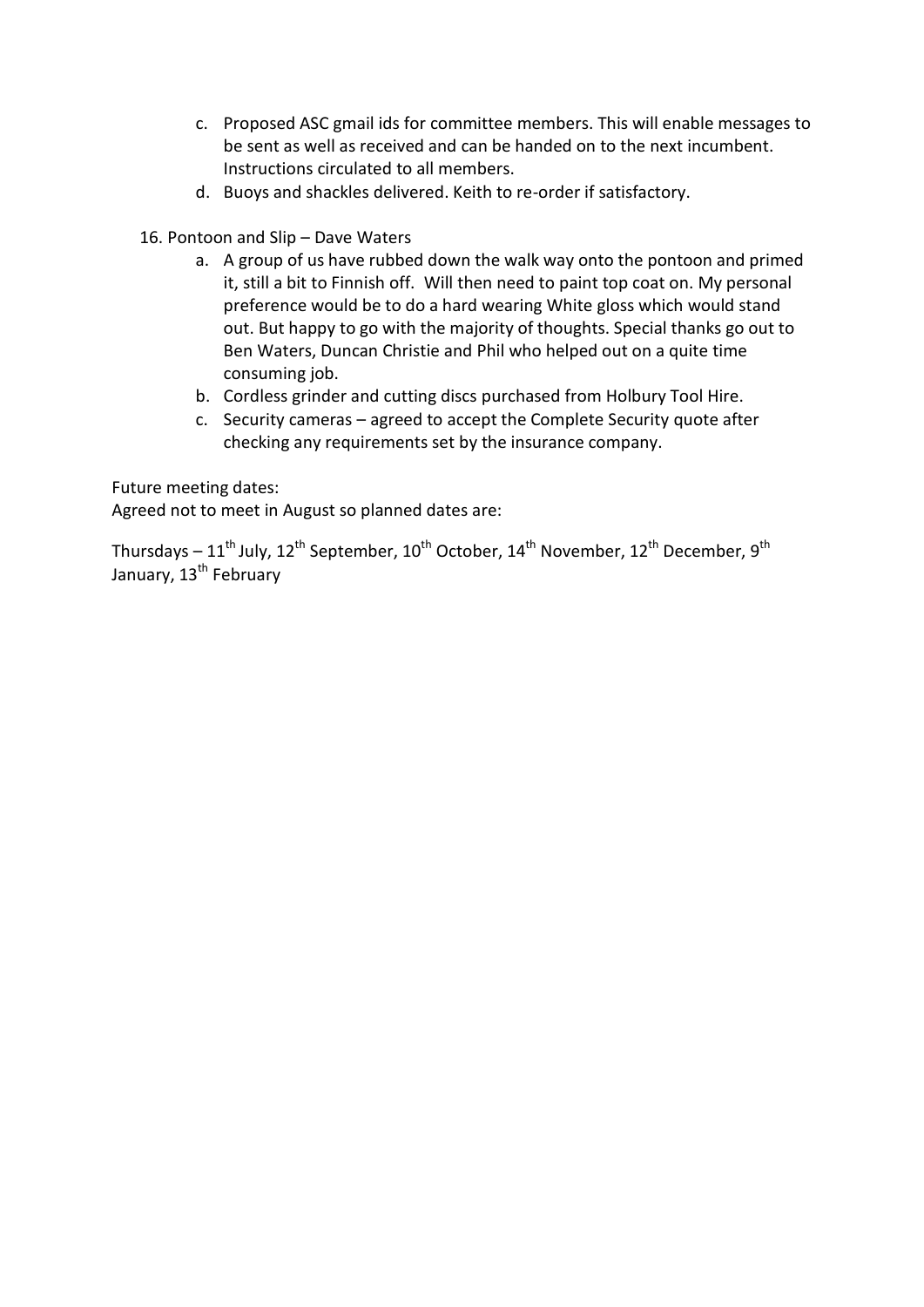c. Proposed ASC gmail ids for committee members. This will enable messages to be sent as well as received and can be handed on to the next incumbent. Instructions circulated to all members.
d. Buoys and shackles delivered. Keith to re-order if satisfactory.

16. Pontoon and Slip – Dave Waters
    a. A group of us have rubbed down the walk way onto the pontoon and primed it, still a bit to Finnish off. Will then need to paint top coat on. My personal preference would be to do a hard wearing White gloss which would stand out. But happy to go with the majority of thoughts. Special thanks go out to Ben Waters, Duncan Christie and Phil who helped out on a quite time consuming job.
    b. Cordless grinder and cutting discs purchased from Holbury Tool Hire.
    c. Security cameras – agreed to accept the Complete Security quote after checking any requirements set by the insurance company.

Future meeting dates:
Agreed not to meet in August so planned dates are:

Thursdays – 11th July, 12th September, 10th October, 14th November, 12th December, 9th January, 13th February